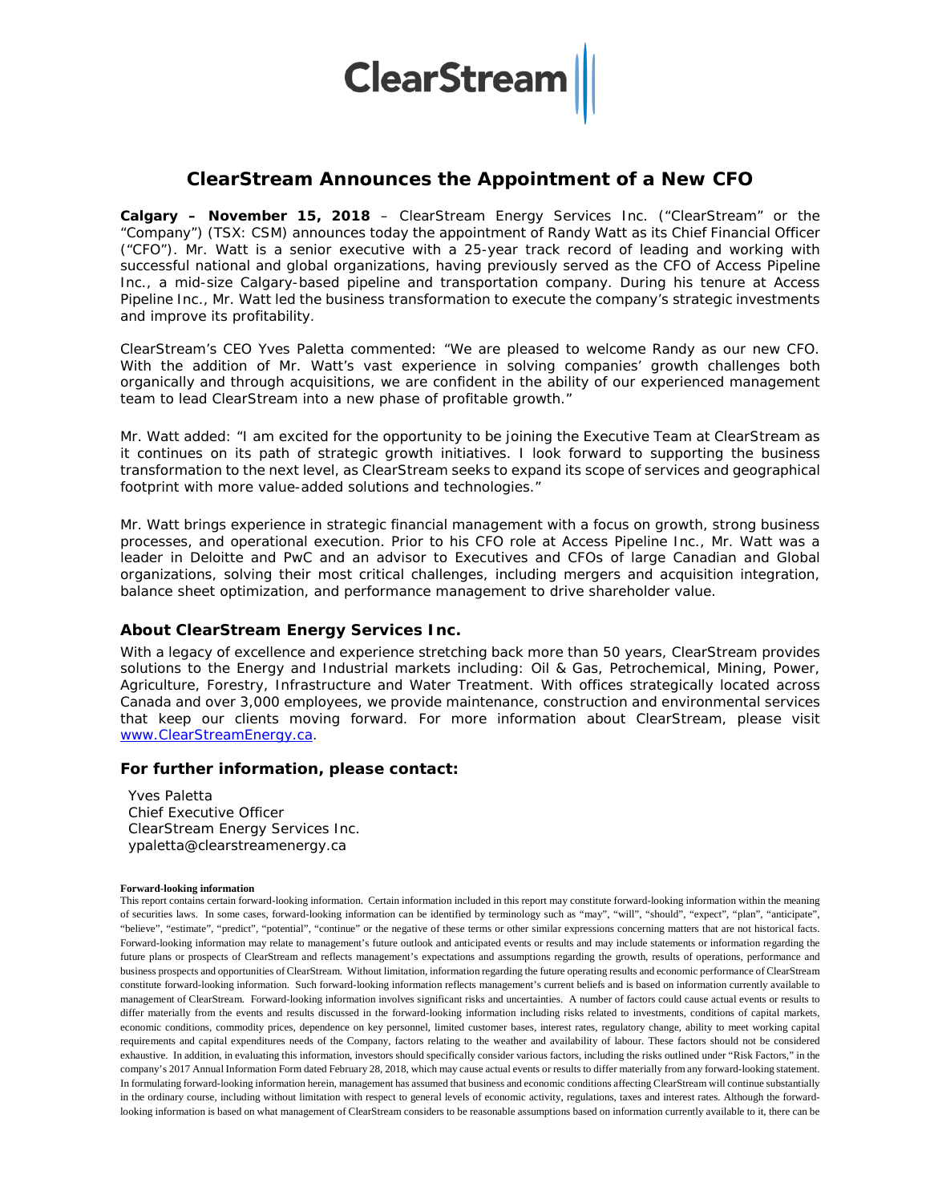ClearStream

# ClearStream Announces the Appointment of a New CFO

**Calgary – November 15, 2018** – ClearStream Energy Services Inc. ("ClearStream" or the "Company") (TSX: CSM) announces today the appointment of Randy Watt as its Chief Financial Officer ("CFO"). Mr. Watt is a senior executive with a 25-year track record of leading and working with successful national and global organizations, having previously served as the CFO of Access Pipeline Inc., a mid-size Calgary-based pipeline and transportation company. During his tenure at Access Pipeline Inc., Mr. Watt led the business transformation to execute the company's strategic investments and improve its profitability.

ClearStream's CEO Yves Paletta commented: "We are pleased to welcome Randy as our new CFO. With the addition of Mr. Watt's vast experience in solving companies' growth challenges both organically and through acquisitions, we are confident in the ability of our experienced management team to lead ClearStream into a new phase of profitable growth."

Mr. Watt added: "I am excited for the opportunity to be joining the Executive Team at ClearStream as it continues on its path of strategic growth initiatives. I look forward to supporting the business transformation to the next level, as ClearStream seeks to expand its scope of services and geographical footprint with more value-added solutions and technologies."

Mr. Watt brings experience in strategic financial management with a focus on growth, strong business processes, and operational execution. Prior to his CFO role at Access Pipeline Inc., Mr. Watt was a leader in Deloitte and PwC and an advisor to Executives and CFOs of large Canadian and Global organizations, solving their most critical challenges, including mergers and acquisition integration, balance sheet optimization, and performance management to drive shareholder value.

### About ClearStream Energy Services Inc.

With a legacy of excellence and experience stretching back more than 50 years, ClearStream provides solutions to the Energy and Industrial markets including: Oil & Gas, Petrochemical, Mining, Power, Agriculture, Forestry, Infrastructure and Water Treatment. With offices strategically located across Canada and over 3,000 employees, we provide maintenance, construction and environmental services that keep our clients moving forward. For more information about ClearStream, please visit www.ClearStreamEnergy.ca.

### For further information, please contact:

Yves Paletta
Chief Executive Officer
ClearStream Energy Services Inc.
ypaletta@clearstreamenergy.ca

**Forward-looking information**

This report contains certain forward-looking information. Certain information included in this report may constitute forward-looking information within the meaning of securities laws. In some cases, forward-looking information can be identified by terminology such as "may", "will", "should", "expect", "plan", "anticipate", "believe", "estimate", "predict", "potential", "continue" or the negative of these terms or other similar expressions concerning matters that are not historical facts. Forward-looking information may relate to management's future outlook and anticipated events or results and may include statements or information regarding the future plans or prospects of ClearStream and reflects management's expectations and assumptions regarding the growth, results of operations, performance and business prospects and opportunities of ClearStream. Without limitation, information regarding the future operating results and economic performance of ClearStream constitute forward-looking information. Such forward-looking information reflects management's current beliefs and is based on information currently available to management of ClearStream. Forward-looking information involves significant risks and uncertainties. A number of factors could cause actual events or results to differ materially from the events and results discussed in the forward-looking information including risks related to investments, conditions of capital markets, economic conditions, commodity prices, dependence on key personnel, limited customer bases, interest rates, regulatory change, ability to meet working capital requirements and capital expenditures needs of the Company, factors relating to the weather and availability of labour. These factors should not be considered exhaustive. In addition, in evaluating this information, investors should specifically consider various factors, including the risks outlined under "Risk Factors," in the company's 2017 Annual Information Form dated February 28, 2018, which may cause actual events or results to differ materially from any forward-looking statement. In formulating forward-looking information herein, management has assumed that business and economic conditions affecting ClearStream will continue substantially in the ordinary course, including without limitation with respect to general levels of economic activity, regulations, taxes and interest rates. Although the forward-looking information is based on what management of ClearStream considers to be reasonable assumptions based on information currently available to it, there can be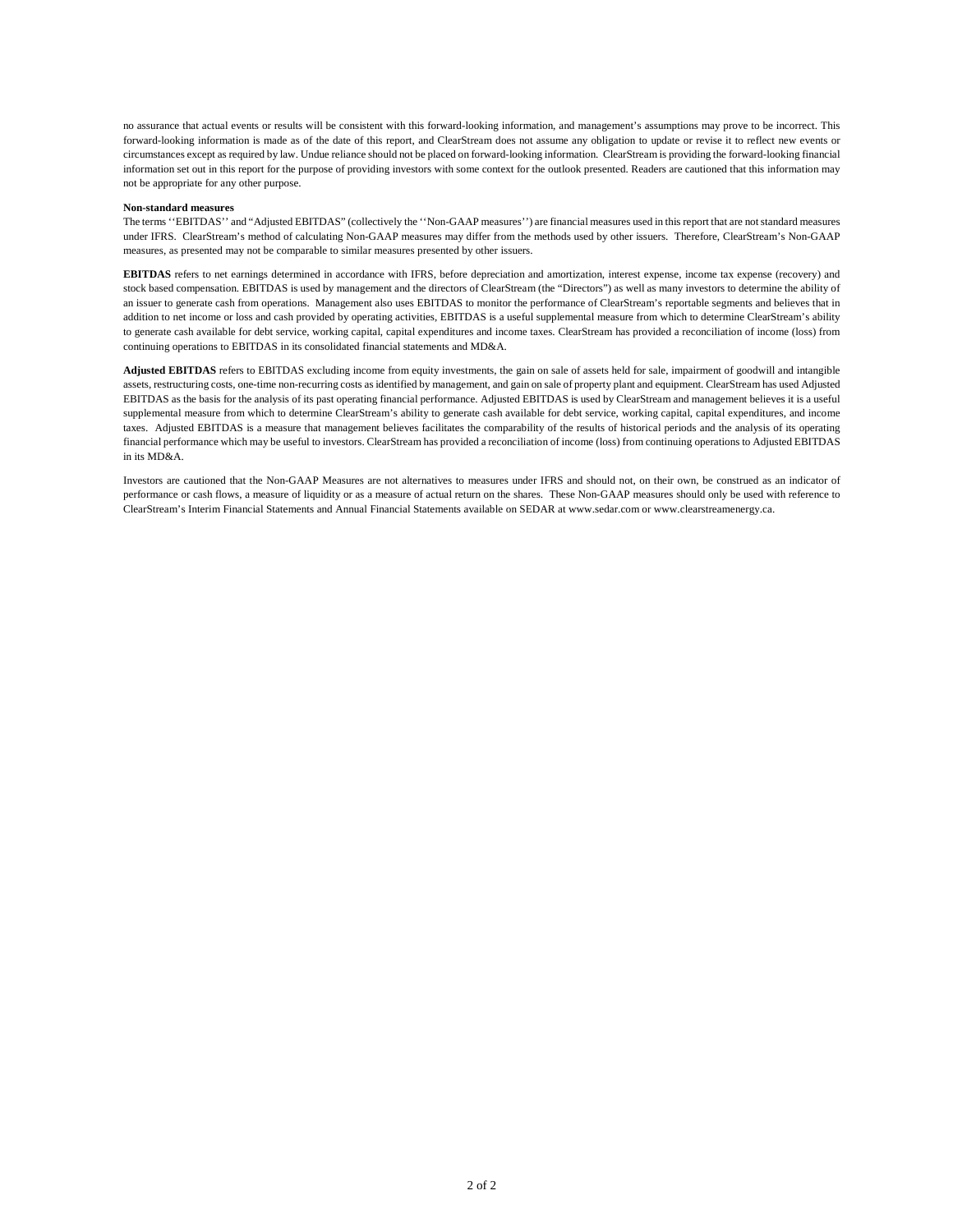no assurance that actual events or results will be consistent with this forward-looking information, and management's assumptions may prove to be incorrect. This forward-looking information is made as of the date of this report, and ClearStream does not assume any obligation to update or revise it to reflect new events or circumstances except as required by law. Undue reliance should not be placed on forward-looking information. ClearStream is providing the forward-looking financial information set out in this report for the purpose of providing investors with some context for the outlook presented. Readers are cautioned that this information may not be appropriate for any other purpose.

**Non-standard measures**

The terms ''EBITDAS'' and "Adjusted EBITDAS" (collectively the ''Non-GAAP measures'') are financial measures used in this report that are not standard measures under IFRS. ClearStream's method of calculating Non-GAAP measures may differ from the methods used by other issuers. Therefore, ClearStream's Non-GAAP measures, as presented may not be comparable to similar measures presented by other issuers.

**EBITDAS** refers to net earnings determined in accordance with IFRS, before depreciation and amortization, interest expense, income tax expense (recovery) and stock based compensation. EBITDAS is used by management and the directors of ClearStream (the "Directors") as well as many investors to determine the ability of an issuer to generate cash from operations. Management also uses EBITDAS to monitor the performance of ClearStream's reportable segments and believes that in addition to net income or loss and cash provided by operating activities, EBITDAS is a useful supplemental measure from which to determine ClearStream's ability to generate cash available for debt service, working capital, capital expenditures and income taxes. ClearStream has provided a reconciliation of income (loss) from continuing operations to EBITDAS in its consolidated financial statements and MD&A.

**Adjusted EBITDAS** refers to EBITDAS excluding income from equity investments, the gain on sale of assets held for sale, impairment of goodwill and intangible assets, restructuring costs, one-time non-recurring costs as identified by management, and gain on sale of property plant and equipment. ClearStream has used Adjusted EBITDAS as the basis for the analysis of its past operating financial performance. Adjusted EBITDAS is used by ClearStream and management believes it is a useful supplemental measure from which to determine ClearStream's ability to generate cash available for debt service, working capital, capital expenditures, and income taxes. Adjusted EBITDAS is a measure that management believes facilitates the comparability of the results of historical periods and the analysis of its operating financial performance which may be useful to investors. ClearStream has provided a reconciliation of income (loss) from continuing operations to Adjusted EBITDAS in its MD&A.

Investors are cautioned that the Non-GAAP Measures are not alternatives to measures under IFRS and should not, on their own, be construed as an indicator of performance or cash flows, a measure of liquidity or as a measure of actual return on the shares. These Non-GAAP measures should only be used with reference to ClearStream's Interim Financial Statements and Annual Financial Statements available on SEDAR at www.sedar.com or www.clearstreamenergy.ca.